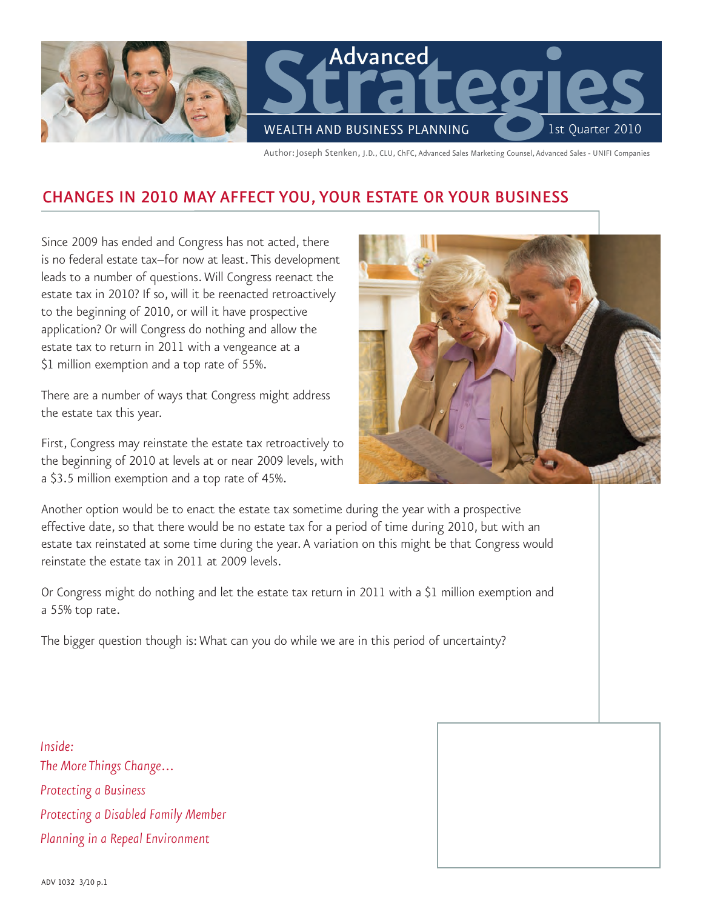# Advanced Strategies

WEALTH AND BUSINESS PLANNING

1st Quarter 2010

Author: Joseph Stenken, J.D., CLU, ChFC, Advanced Sales Marketing Counsel, Advanced Sales - UNIFI Companies

## CHANGES IN 2010 MAY AFFECT YOU, YOUR ESTATE OR YOUR BUSINESS

Since 2009 has ended and Congress has not acted, there is no federal estate tax–for now at least. This development leads to a number of questions. Will Congress reenact the estate tax in 2010? If so, will it be reenacted retroactively to the beginning of 2010, or will it have prospective application? Or will Congress do nothing and allow the estate tax to return in 2011 with a vengeance at a $1 million exemption and a top rate of 55%.

There are a number of ways that Congress might address the estate tax this year.

First, Congress may reinstate the estate tax retroactively to the beginning of 2010 at levels at or near 2009 levels, with a $3.5 million exemption and a top rate of 45%.

Another option would be to enact the estate tax sometime during the year with a prospective effective date, so that there would be no estate tax for a period of time during 2010, but with an estate tax reinstated at some time during the year. A variation on this might be that Congress would reinstate the estate tax in 2011 at 2009 levels.

Or Congress might do nothing and let the estate tax return in 2011 with a $1 million exemption and a 55% top rate.

The bigger question though is: What can you do while we are in this period of uncertainty?

*Inside:*

*The More Things Change…*

*Protecting a Business*

*Protecting a Disabled Family Member*

*Planning in a Repeal Environment*

ADV 1032 3/10 p.1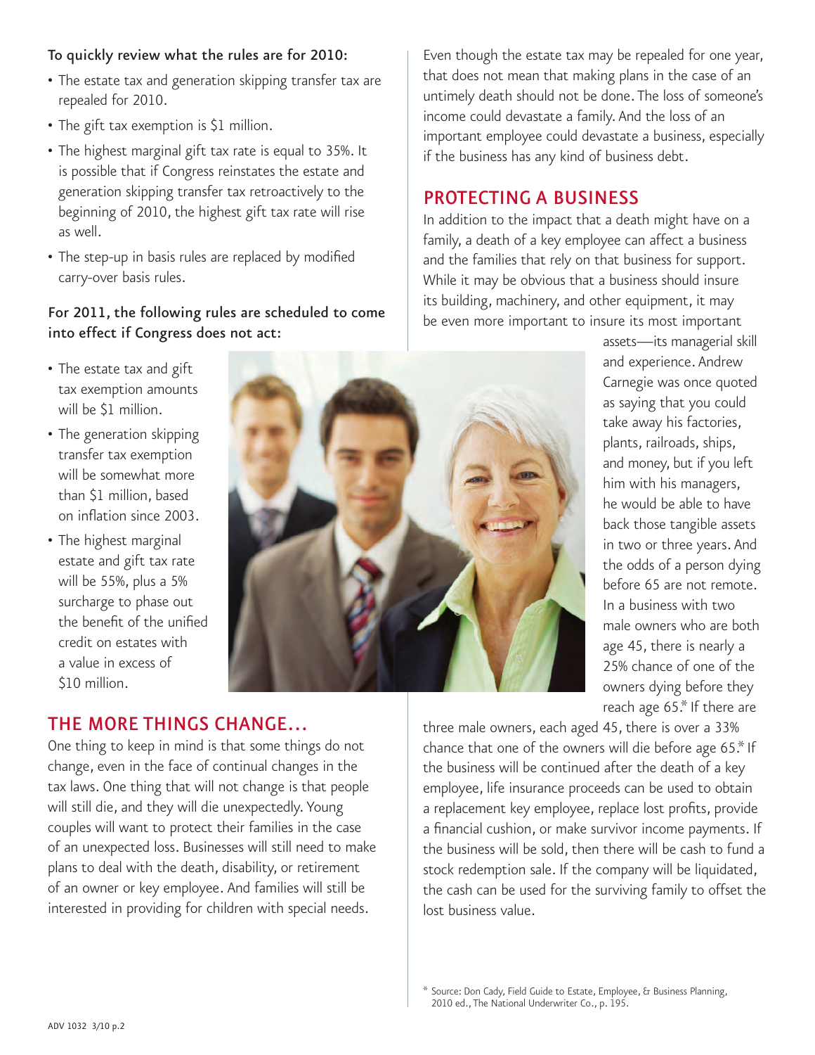**To quickly review what the rules are for 2010:**

- The estate tax and generation skipping transfer tax are repealed for 2010.
- The gift tax exemption is $1 million.
- The highest marginal gift tax rate is equal to 35%. It is possible that if Congress reinstates the estate and generation skipping transfer tax retroactively to the beginning of 2010, the highest gift tax rate will rise as well.
- The step-up in basis rules are replaced by modified carry-over basis rules.

**For 2011, the following rules are scheduled to come into effect if Congress does not act:**

- The estate tax and gift tax exemption amounts will be $1 million.
- The generation skipping transfer tax exemption will be somewhat more than $1 million, based on inflation since 2003.
- The highest marginal estate and gift tax rate will be 55%, plus a 5% surcharge to phase out the benefit of the unified credit on estates with a value in excess of $10 million.

## THE MORE THINGS CHANGE…

One thing to keep in mind is that some things do not change, even in the face of continual changes in the tax laws. One thing that will not change is that people will still die, and they will die unexpectedly. Young couples will want to protect their families in the case of an unexpected loss. Businesses will still need to make plans to deal with the death, disability, or retirement of an owner or key employee. And families will still be interested in providing for children with special needs.

Even though the estate tax may be repealed for one year, that does not mean that making plans in the case of an untimely death should not be done. The loss of someone's income could devastate a family. And the loss of an important employee could devastate a business, especially if the business has any kind of business debt.

## PROTECTING A BUSINESS

In addition to the impact that a death might have on a family, a death of a key employee can affect a business and the families that rely on that business for support. While it may be obvious that a business should insure its building, machinery, and other equipment, it may be even more important to insure its most important assets—its managerial skill and experience. Andrew Carnegie was once quoted as saying that you could take away his factories, plants, railroads, ships, and money, but if you left him with his managers, he would be able to have back those tangible assets in two or three years. And the odds of a person dying before 65 are not remote. In a business with two male owners who are both age 45, there is nearly a 25% chance of one of the owners dying before they reach age 65.* If there are three male owners, each aged 45, there is over a 33% chance that one of the owners will die before age 65.* If the business will be continued after the death of a key employee, life insurance proceeds can be used to obtain a replacement key employee, replace lost profits, provide a financial cushion, or make survivor income payments. If the business will be sold, then there will be cash to fund a stock redemption sale. If the company will be liquidated, the cash can be used for the surviving family to offset the lost business value.

\* Source: Don Cady, Field Guide to Estate, Employee, & Business Planning, 2010 ed., The National Underwriter Co., p. 195.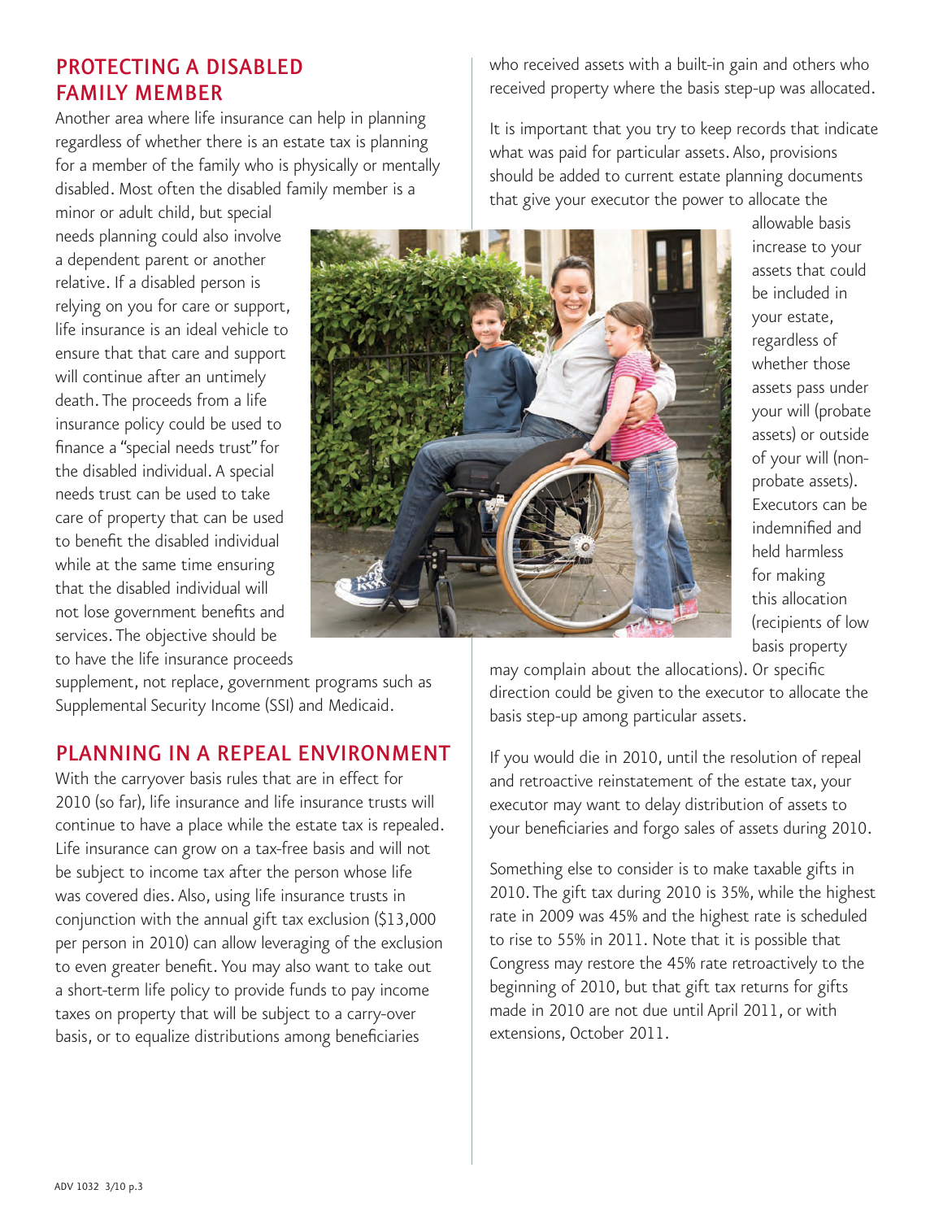## PROTECTING A DISABLED FAMILY MEMBER

Another area where life insurance can help in planning regardless of whether there is an estate tax is planning for a member of the family who is physically or mentally disabled. Most often the disabled family member is a minor or adult child, but special needs planning could also involve a dependent parent or another relative. If a disabled person is relying on you for care or support, life insurance is an ideal vehicle to ensure that that care and support will continue after an untimely death. The proceeds from a life insurance policy could be used to finance a "special needs trust" for the disabled individual. A special needs trust can be used to take care of property that can be used to benefit the disabled individual while at the same time ensuring that the disabled individual will not lose government benefits and services. The objective should be to have the life insurance proceeds supplement, not replace, government programs such as Supplemental Security Income (SSI) and Medicaid.

## PLANNING IN A REPEAL ENVIRONMENT

With the carryover basis rules that are in effect for 2010 (so far), life insurance and life insurance trusts will continue to have a place while the estate tax is repealed. Life insurance can grow on a tax-free basis and will not be subject to income tax after the person whose life was covered dies. Also, using life insurance trusts in conjunction with the annual gift tax exclusion ($13,000 per person in 2010) can allow leveraging of the exclusion to even greater benefit. You may also want to take out a short-term life policy to provide funds to pay income taxes on property that will be subject to a carry-over basis, or to equalize distributions among beneficiaries who received assets with a built-in gain and others who received property where the basis step-up was allocated.

It is important that you try to keep records that indicate what was paid for particular assets. Also, provisions should be added to current estate planning documents that give your executor the power to allocate the allowable basis increase to your assets that could be included in your estate, regardless of whether those assets pass under your will (probate assets) or outside of your will (non-probate assets). Executors can be indemnified and held harmless for making this allocation (recipients of low basis property may complain about the allocations). Or specific direction could be given to the executor to allocate the basis step-up among particular assets.

If you would die in 2010, until the resolution of repeal and retroactive reinstatement of the estate tax, your executor may want to delay distribution of assets to your beneficiaries and forgo sales of assets during 2010.

Something else to consider is to make taxable gifts in 2010. The gift tax during 2010 is 35%, while the highest rate in 2009 was 45% and the highest rate is scheduled to rise to 55% in 2011. Note that it is possible that Congress may restore the 45% rate retroactively to the beginning of 2010, but that gift tax returns for gifts made in 2010 are not due until April 2011, or with extensions, October 2011.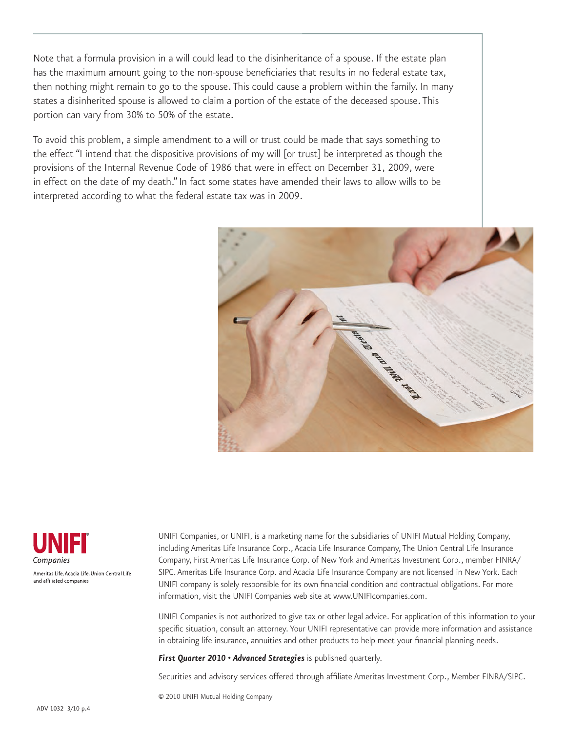Note that a formula provision in a will could lead to the disinheritance of a spouse. If the estate plan has the maximum amount going to the non-spouse beneficiaries that results in no federal estate tax, then nothing might remain to go to the spouse. This could cause a problem within the family. In many states a disinherited spouse is allowed to claim a portion of the estate of the deceased spouse. This portion can vary from 30% to 50% of the estate.

To avoid this problem, a simple amendment to a will or trust could be made that says something to the effect "I intend that the dispositive provisions of my will [or trust] be interpreted as though the provisions of the Internal Revenue Code of 1986 that were in effect on December 31, 2009, were in effect on the date of my death." In fact some states have amended their laws to allow wills to be interpreted according to what the federal estate tax was in 2009.

**UNIFI®** *Companies*

Ameritas Life, Acacia Life, Union Central Life and affiliated companies

UNIFI Companies, or UNIFI, is a marketing name for the subsidiaries of UNIFI Mutual Holding Company, including Ameritas Life Insurance Corp., Acacia Life Insurance Company, The Union Central Life Insurance Company, First Ameritas Life Insurance Corp. of New York and Ameritas Investment Corp., member FINRA/SIPC. Ameritas Life Insurance Corp. and Acacia Life Insurance Company are not licensed in New York. Each UNIFI company is solely responsible for its own financial condition and contractual obligations. For more information, visit the UNIFI Companies web site at www.UNIFIcompanies.com.

UNIFI Companies is not authorized to give tax or other legal advice. For application of this information to your specific situation, consult an attorney. Your UNIFI representative can provide more information and assistance in obtaining life insurance, annuities and other products to help meet your financial planning needs.

***First Quarter 2010 • Advanced Strategies*** is published quarterly.

Securities and advisory services offered through affiliate Ameritas Investment Corp., Member FINRA/SIPC.

© 2010 UNIFI Mutual Holding Company

ADV 1032 3/10 p.4